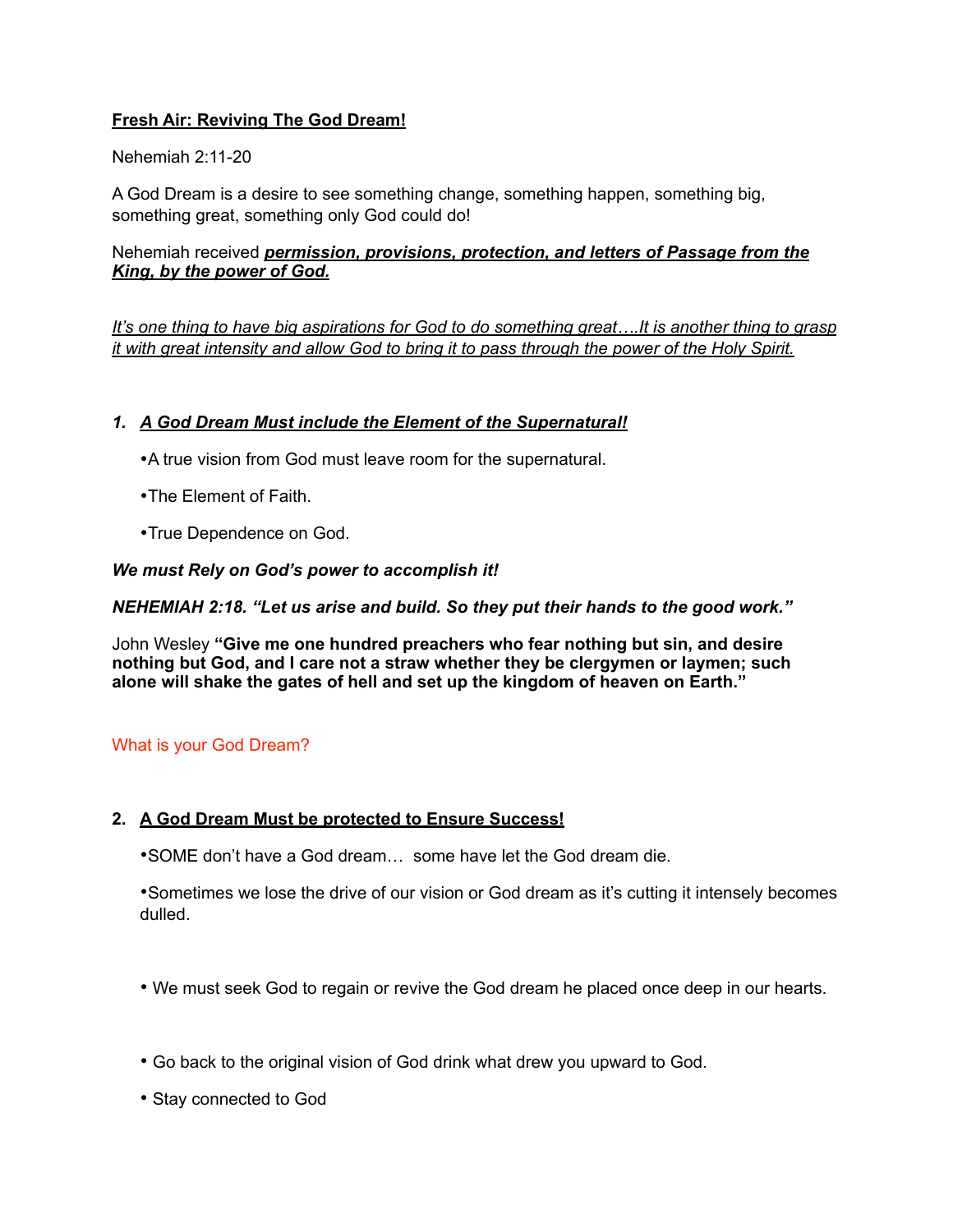**<u>Fresh Air: Reviving The God Dream!</u>**

Nehemiah 2:11-20

A God Dream is a desire to see something change, something happen, something big, something great, something only God could do!

Nehemiah received ***<u>permission, provisions, protection, and letters of Passage from the King, by the power of God.</u>***

*<u>It's one thing to have big aspirations for God to do something great….It is another thing to grasp it with great intensity and allow God to bring it to pass through the power of the Holy Spirit.</u>*

1. ***<u>A God Dream Must include the Element of the Supernatural!</u>***

    •A true vision from God must leave room for the supernatural.

    •The Element of Faith.

    •True Dependence on God.

***We must Rely on God's power to accomplish it!***

***NEHEMIAH 2:18. "Let us arise and build. So they put their hands to the good work."***

John Wesley **"Give me one hundred preachers who fear nothing but sin, and desire nothing but God, and I care not a straw whether they be clergymen or laymen; such alone will shake the gates of hell and set up the kingdom of heaven on Earth."**

What is your God Dream?

2. **<u>A God Dream Must be protected to Ensure Success!</u>**

    •SOME don't have a God dream… some have let the God dream die.

    •Sometimes we lose the drive of our vision or God dream as it's cutting it intensely becomes dulled.

    • We must seek God to regain or revive the God dream he placed once deep in our hearts.

    • Go back to the original vision of God drink what drew you upward to God.

    • Stay connected to God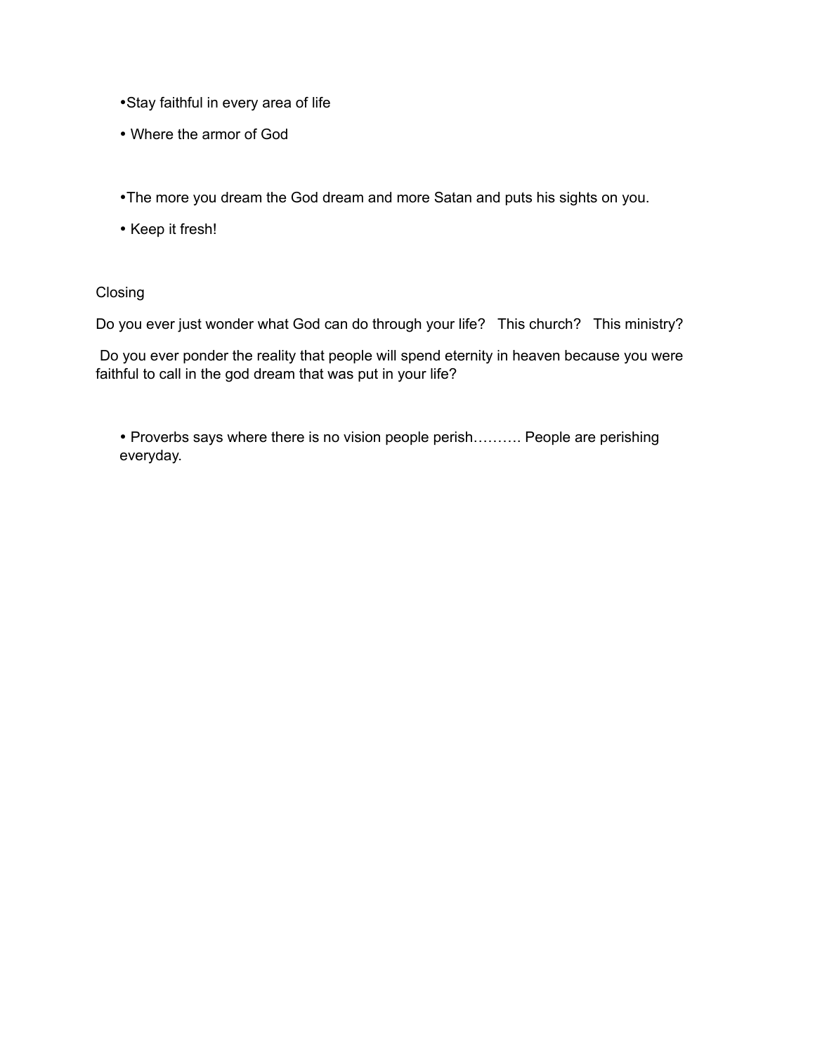- Stay faithful in every area of life
- Where the armor of God

- The more you dream the God dream and more Satan and puts his sights on you.
- Keep it fresh!

Closing

Do you ever just wonder what God can do through your life?   This church?   This ministry?

Do you ever ponder the reality that people will spend eternity in heaven because you were faithful to call in the god dream that was put in your life?

- Proverbs says where there is no vision people perish………. People are perishing everyday.